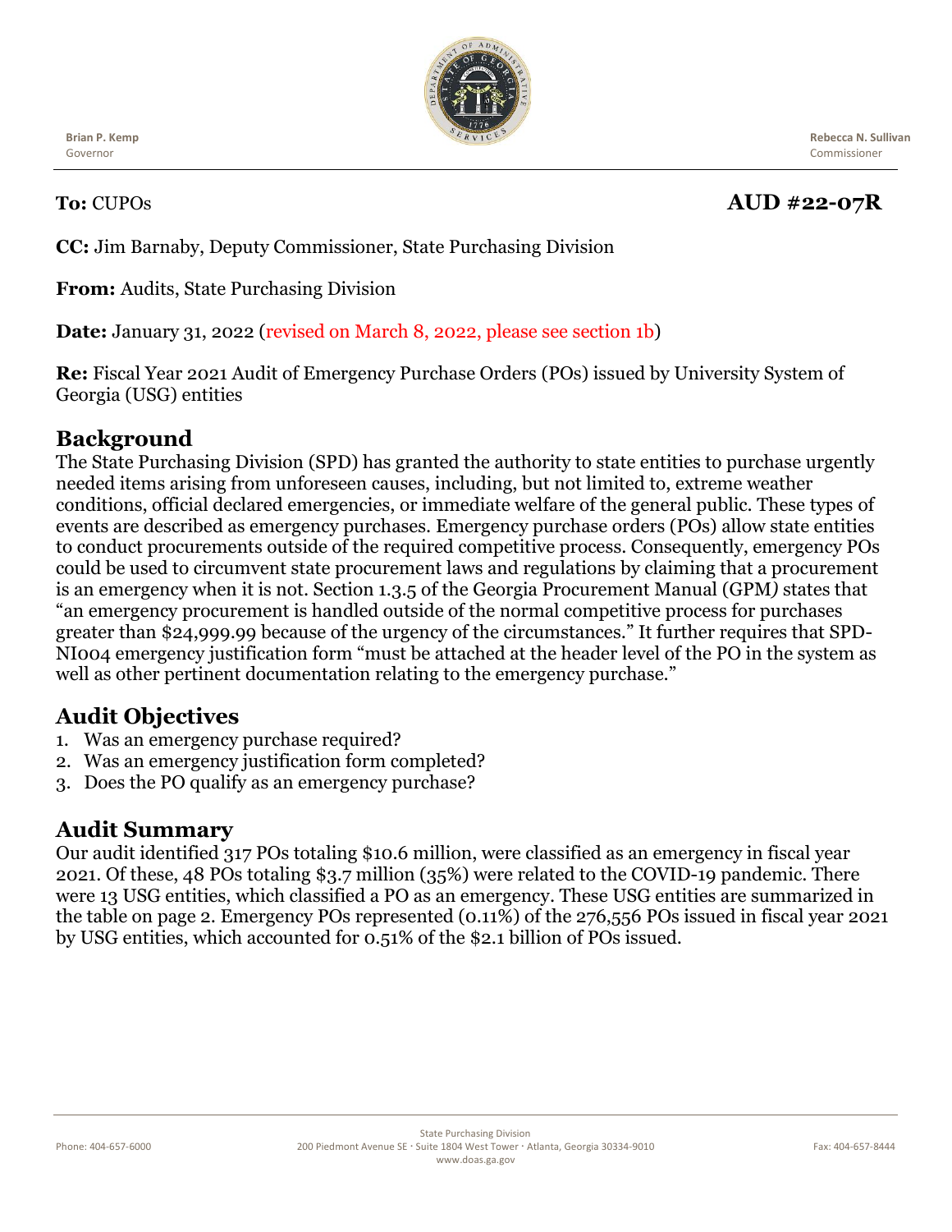**Brian P. Kemp**
Governor

**Rebecca N. Sullivan**
Commissioner

**To:** CUPOs **AUD #22-07R**

**CC:** Jim Barnaby, Deputy Commissioner, State Purchasing Division

**From:** Audits, State Purchasing Division

**Date:** January 31, 2022 (revised on March 8, 2022, please see section 1b)

**Re:** Fiscal Year 2021 Audit of Emergency Purchase Orders (POs) issued by University System of Georgia (USG) entities

## Background

The State Purchasing Division (SPD) has granted the authority to state entities to purchase urgently needed items arising from unforeseen causes, including, but not limited to, extreme weather conditions, official declared emergencies, or immediate welfare of the general public. These types of events are described as emergency purchases. Emergency purchase orders (POs) allow state entities to conduct procurements outside of the required competitive process. Consequently, emergency POs could be used to circumvent state procurement laws and regulations by claiming that a procurement is an emergency when it is not. Section 1.3.5 of the Georgia Procurement Manual (GPM*)* states that "an emergency procurement is handled outside of the normal competitive process for purchases greater than $24,999.99 because of the urgency of the circumstances." It further requires that SPD-NI004 emergency justification form "must be attached at the header level of the PO in the system as well as other pertinent documentation relating to the emergency purchase."

## Audit Objectives

1. Was an emergency purchase required?
2. Was an emergency justification form completed?
3. Does the PO qualify as an emergency purchase?

## Audit Summary

Our audit identified 317 POs totaling $10.6 million, were classified as an emergency in fiscal year 2021. Of these, 48 POs totaling $3.7 million (35%) were related to the COVID-19 pandemic. There were 13 USG entities, which classified a PO as an emergency. These USG entities are summarized in the table on page 2. Emergency POs represented (0.11%) of the 276,556 POs issued in fiscal year 2021 by USG entities, which accounted for 0.51% of the $2.1 billion of POs issued.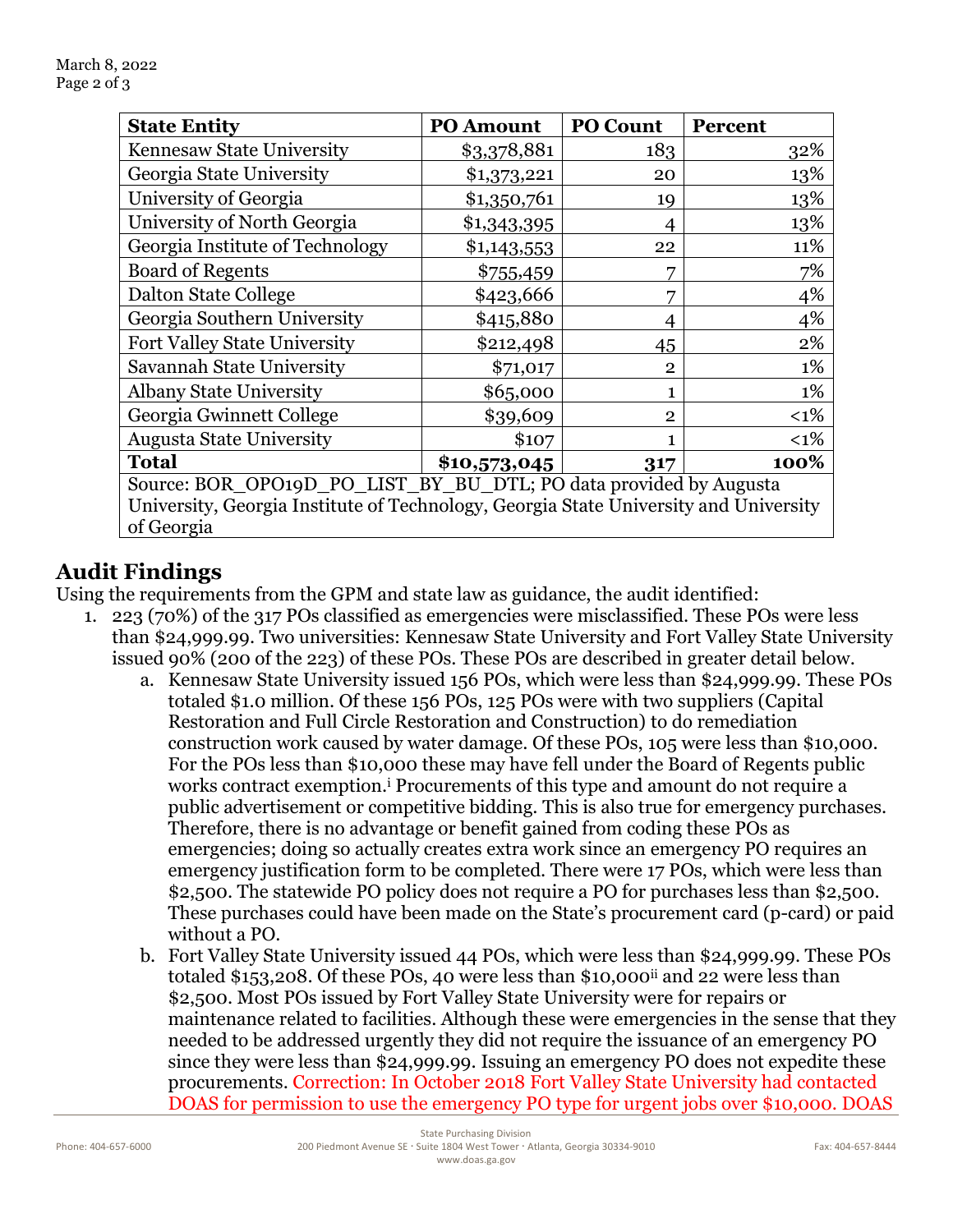| State Entity | PO Amount | PO Count | Percent |
|---|---|---|---|
| Kennesaw State University | $3,378,881 | 183 | 32% |
| Georgia State University | $1,373,221 | 20 | 13% |
| University of Georgia | $1,350,761 | 19 | 13% |
| University of North Georgia | $1,343,395 | 4 | 13% |
| Georgia Institute of Technology | $1,143,553 | 22 | 11% |
| Board of Regents | $755,459 | 7 | 7% |
| Dalton State College | $423,666 | 7 | 4% |
| Georgia Southern University | $415,880 | 4 | 4% |
| Fort Valley State University | $212,498 | 45 | 2% |
| Savannah State University | $71,017 | 2 | 1% |
| Albany State University | $65,000 | 1 | 1% |
| Georgia Gwinnett College | $39,609 | 2 | <1% |
| Augusta State University | $107 | 1 | <1% |
| **Total** | **$10,573,045** | **317** | **100%** |
| Source: BOR_OPO19D_PO_LIST_BY_BU_DTL; PO data provided by Augusta University, Georgia Institute of Technology, Georgia State University and University of Georgia | | | |

## Audit Findings

Using the requirements from the GPM and state law as guidance, the audit identified:

1. 223 (70%) of the 317 POs classified as emergencies were misclassified. These POs were less than $24,999.99. Two universities: Kennesaw State University and Fort Valley State University issued 90% (200 of the 223) of these POs. These POs are described in greater detail below.
   a. Kennesaw State University issued 156 POs, which were less than $24,999.99. These POs totaled $1.0 million. Of these 156 POs, 125 POs were with two suppliers (Capital Restoration and Full Circle Restoration and Construction) to do remediation construction work caused by water damage. Of these POs, 105 were less than $10,000. For the POs less than $10,000 these may have fell under the Board of Regents public works contract exemption.[i] Procurements of this type and amount do not require a public advertisement or competitive bidding. This is also true for emergency purchases. Therefore, there is no advantage or benefit gained from coding these POs as emergencies; doing so actually creates extra work since an emergency PO requires an emergency justification form to be completed. There were 17 POs, which were less than $2,500. The statewide PO policy does not require a PO for purchases less than $2,500. These purchases could have been made on the State's procurement card (p-card) or paid without a PO.
   b. Fort Valley State University issued 44 POs, which were less than $24,999.99. These POs totaled $153,208. Of these POs, 40 were less than $10,000[ii] and 22 were less than $2,500. Most POs issued by Fort Valley State University were for repairs or maintenance related to facilities. Although these were emergencies in the sense that they needed to be addressed urgently they did not require the issuance of an emergency PO since they were less than $24,999.99. Issuing an emergency PO does not expedite these procurements. Correction: In October 2018 Fort Valley State University had contacted DOAS for permission to use the emergency PO type for urgent jobs over $10,000. DOAS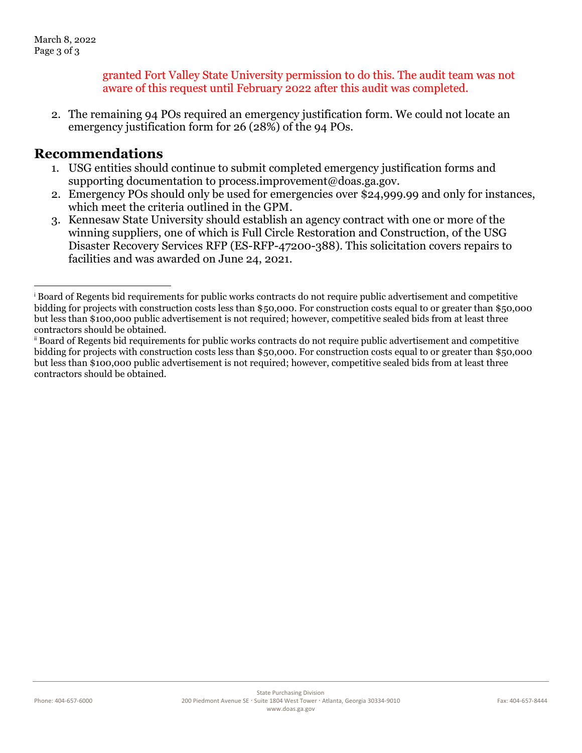granted Fort Valley State University permission to do this. The audit team was not aware of this request until February 2022 after this audit was completed.

2. The remaining 94 POs required an emergency justification form. We could not locate an emergency justification form for 26 (28%) of the 94 POs.

## Recommendations

1. USG entities should continue to submit completed emergency justification forms and supporting documentation to process.improvement@doas.ga.gov.
2. Emergency POs should only be used for emergencies over $24,999.99 and only for instances, which meet the criteria outlined in the GPM.
3. Kennesaw State University should establish an agency contract with one or more of the winning suppliers, one of which is Full Circle Restoration and Construction, of the USG Disaster Recovery Services RFP (ES-RFP-47200-388). This solicitation covers repairs to facilities and was awarded on June 24, 2021.

---

[i] Board of Regents bid requirements for public works contracts do not require public advertisement and competitive bidding for projects with construction costs less than $50,000. For construction costs equal to or greater than $50,000 but less than $100,000 public advertisement is not required; however, competitive sealed bids from at least three contractors should be obtained.

[ii] Board of Regents bid requirements for public works contracts do not require public advertisement and competitive bidding for projects with construction costs less than $50,000. For construction costs equal to or greater than $50,000 but less than $100,000 public advertisement is not required; however, competitive sealed bids from at least three contractors should be obtained.